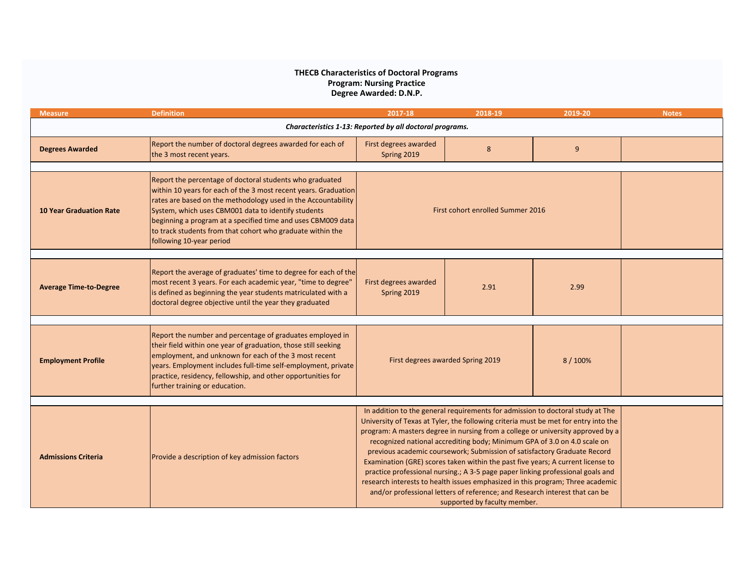**THECB Characteristics of Doctoral Programs**
**Program: Nursing Practice**
**Degree Awarded: D.N.P.**

| Measure | Definition | 2017-18 | 2018-19 | 2019-20 | Notes |
|---|---|---|---|---|---|
| *Characteristics 1-13: Reported by all doctoral programs.* | | | | | |
| **Degrees Awarded** | Report the number of doctoral degrees awarded for each of the 3 most recent years. | First degrees awarded Spring 2019 | 8 | 9 | |
| **10 Year Graduation Rate** | Report the percentage of doctoral students who graduated within 10 years for each of the 3 most recent years. Graduation rates are based on the methodology used in the Accountability System, which uses CBM001 data to identify students beginning a program at a specified time and uses CBM009 data to track students from that cohort who graduate within the following 10-year period | First cohort enrolled Summer 2016 | | | |
| **Average Time-to-Degree** | Report the average of graduates' time to degree for each of the most recent 3 years. For each academic year, "time to degree" is defined as beginning the year students matriculated with a doctoral degree objective until the year they graduated | First degrees awarded Spring 2019 | 2.91 | 2.99 | |
| **Employment Profile** | Report the number and percentage of graduates employed in their field within one year of graduation, those still seeking employment, and unknown for each of the 3 most recent years. Employment includes full-time self-employment, private practice, residency, fellowship, and other opportunities for further training or education. | First degrees awarded Spring 2019 | | 8 / 100% | |
| **Admissions Criteria** | Provide a description of key admission factors | In addition to the general requirements for admission to doctoral study at The University of Texas at Tyler, the following criteria must be met for entry into the program: A masters degree in nursing from a college or university approved by a recognized national accrediting body; Minimum GPA of 3.0 on 4.0 scale on previous academic coursework; Submission of satisfactory Graduate Record Examination (GRE) scores taken within the past five years; A current license to practice professional nursing.; A 3-5 page paper linking professional goals and research interests to health issues emphasized in this program; Three academic and/or professional letters of reference; and Research interest that can be supported by faculty member. | | | |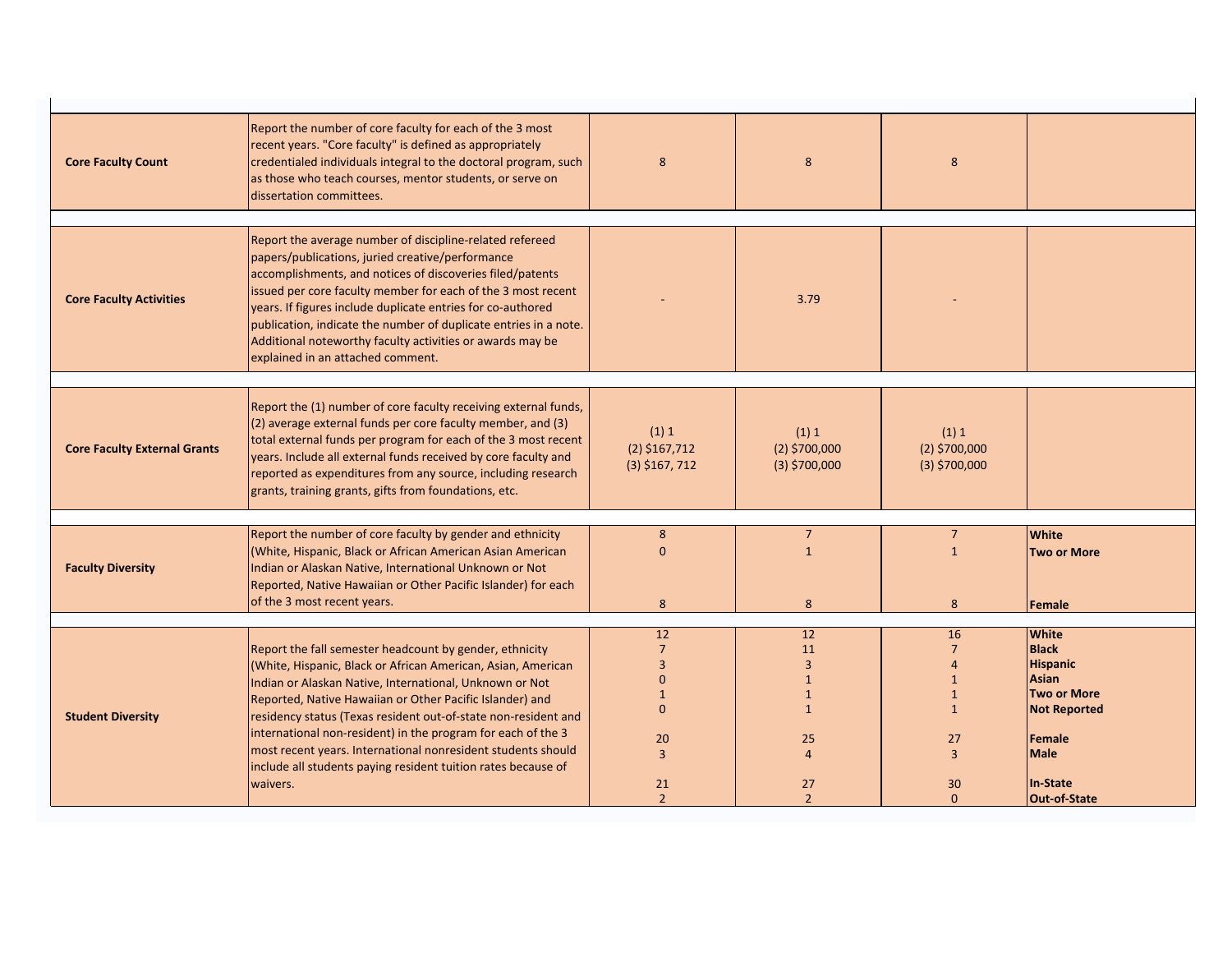| | | | | | |
|---|---|---|---|---|---|
| **Core Faculty Count** | Report the number of core faculty for each of the 3 most recent years. "Core faculty" is defined as appropriately credentialed individuals integral to the doctoral program, such as those who teach courses, mentor students, or serve on dissertation committees. | 8 | 8 | 8 | |
| **Core Faculty Activities** | Report the average number of discipline-related refereed papers/publications, juried creative/performance accomplishments, and notices of discoveries filed/patents issued per core faculty member for each of the 3 most recent years. If figures include duplicate entries for co-authored publication, indicate the number of duplicate entries in a note. Additional noteworthy faculty activities or awards may be explained in an attached comment. | - | 3.79 | - | |
| **Core Faculty External Grants** | Report the (1) number of core faculty receiving external funds, (2) average external funds per core faculty member, and (3) total external funds per program for each of the 3 most recent years. Include all external funds received by core faculty and reported as expenditures from any source, including research grants, training grants, gifts from foundations, etc. | (1) 1<br>(2) $167,712<br>(3) $167, 712 | (1) 1<br>(2) $700,000<br>(3) $700,000 | (1) 1<br>(2) $700,000<br>(3) $700,000 | |
| **Faculty Diversity** | Report the number of core faculty by gender and ethnicity (White, Hispanic, Black or African American Asian American Indian or Alaskan Native, International Unknown or Not Reported, Native Hawaiian or Other Pacific Islander) for each of the 3 most recent years. | 8<br>0<br><br>8 | 7<br>1<br><br>8 | 7<br>1<br><br>8 | **White**<br>**Two or More**<br><br>**Female** |
| **Student Diversity** | Report the fall semester headcount by gender, ethnicity (White, Hispanic, Black or African American, Asian, American Indian or Alaskan Native, International, Unknown or Not Reported, Native Hawaiian or Other Pacific Islander) and residency status (Texas resident out-of-state non-resident and international non-resident) in the program for each of the 3 most recent years. International nonresident students should include all students paying resident tuition rates because of waivers. | 12<br>7<br>3<br>0<br>1<br>0<br><br>20<br>3<br><br>21<br>2 | 12<br>11<br>3<br>1<br>1<br>1<br><br>25<br>4<br><br>27<br>2 | 16<br>7<br>4<br>1<br>1<br>1<br><br>27<br>3<br><br>30<br>0 | **White**<br>**Black**<br>**Hispanic**<br>**Asian**<br>**Two or More**<br>**Not Reported**<br><br>**Female**<br>**Male**<br><br>**In-State**<br>**Out-of-State** |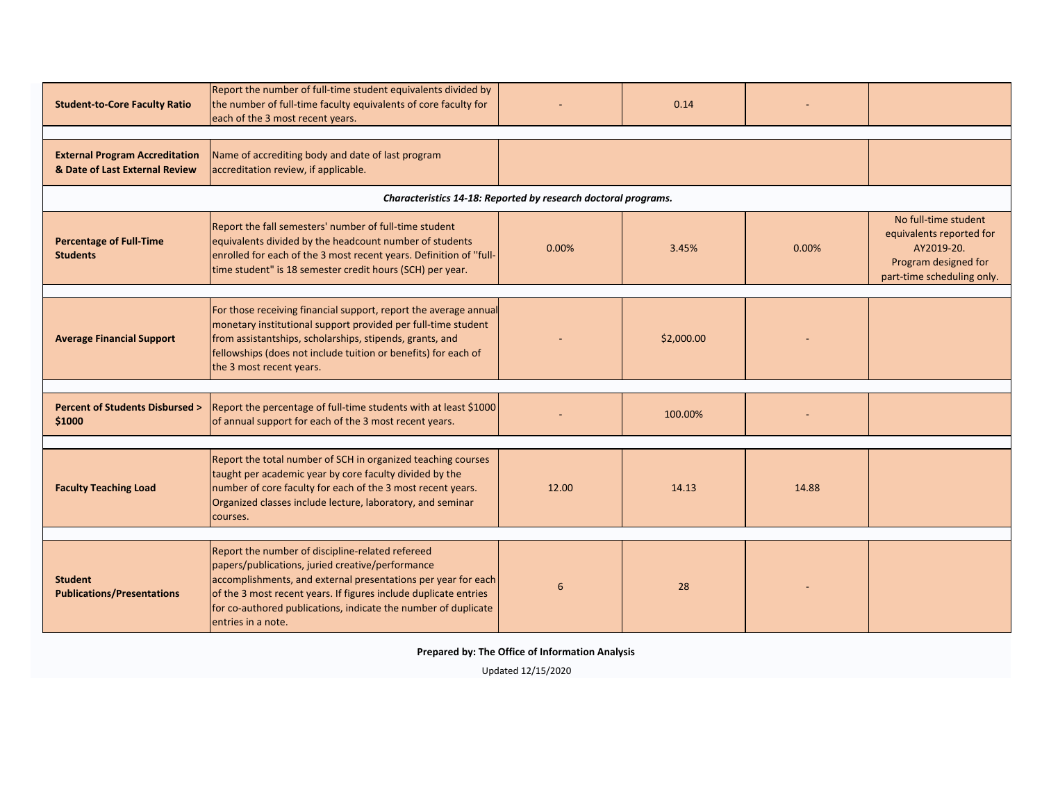| | | | | | |
|---|---|---|---|---|---|
| **Student-to-Core Faculty Ratio** | Report the number of full-time student equivalents divided by the number of full-time faculty equivalents of core faculty for each of the 3 most recent years. | - | 0.14 | - | |
| **External Program Accreditation & Date of Last External Review** | Name of accrediting body and date of last program accreditation review, if applicable. | | | | |
| ***Characteristics 14-18: Reported by research doctoral programs.*** | | | | | |
| **Percentage of Full-Time Students** | Report the fall semesters' number of full-time student equivalents divided by the headcount number of students enrolled for each of the 3 most recent years. Definition of "full-time student" is 18 semester credit hours (SCH) per year. | 0.00% | 3.45% | 0.00% | No full-time student equivalents reported for AY2019-20. Program designed for part-time scheduling only. |
| **Average Financial Support** | For those receiving financial support, report the average annual monetary institutional support provided per full-time student from assistantships, scholarships, stipends, grants, and fellowships (does not include tuition or benefits) for each of the 3 most recent years. | - | $2,000.00 | - | |
| **Percent of Students Disbursed > $1000** | Report the percentage of full-time students with at least $1000 of annual support for each of the 3 most recent years. | - | 100.00% | - | |
| **Faculty Teaching Load** | Report the total number of SCH in organized teaching courses taught per academic year by core faculty divided by the number of core faculty for each of the 3 most recent years. Organized classes include lecture, laboratory, and seminar courses. | 12.00 | 14.13 | 14.88 | |
| **Student Publications/Presentations** | Report the number of discipline-related refereed papers/publications, juried creative/performance accomplishments, and external presentations per year for each of the 3 most recent years. If figures include duplicate entries for co-authored publications, indicate the number of duplicate entries in a note. | 6 | 28 | - | |

**Prepared by: The Office of Information Analysis**

Updated 12/15/2020